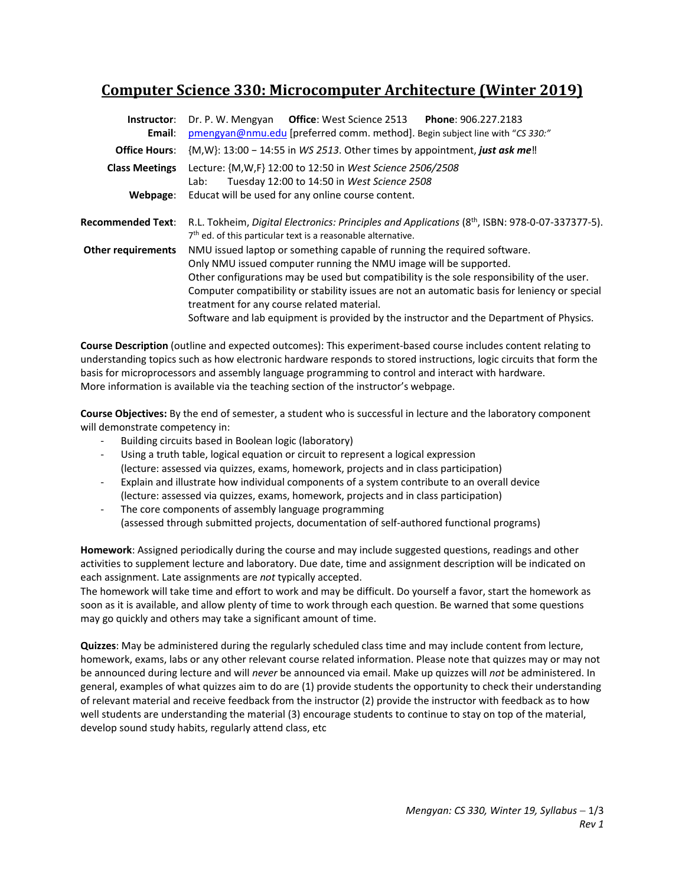# Computer Science 330: Microcomputer Architecture (Winter 2019)

**Instructor**: Dr. P. W. Mengyan **Office**: West Science 2513 **Phone**: 906.227.2183
**Email**: pmengyan@nmu.edu [preferred comm. method]. Begin subject line with "*CS 330:*"

**Office Hours**: {M,W}: 13:00 – 14:55 in *WS 2513*. Other times by appointment, ***just ask me***!!

**Class Meetings**
Lecture: {M,W,F} 12:00 to 12:50 in *West Science 2506/2508*
Lab: Tuesday 12:00 to 14:50 in *West Science 2508*

**Webpage**: Educat will be used for any online course content.

**Recommended Text**: R.L. Tokheim, *Digital Electronics: Principles and Applications* (8th, ISBN: 978-0-07-337377-5). 7th ed. of this particular text is a reasonable alternative.

**Other requirements**
NMU issued laptop or something capable of running the required software.
Only NMU issued computer running the NMU image will be supported.
Other configurations may be used but compatibility is the sole responsibility of the user.
Computer compatibility or stability issues are not an automatic basis for leniency or special treatment for any course related material.
Software and lab equipment is provided by the instructor and the Department of Physics.

**Course Description** (outline and expected outcomes): This experiment-based course includes content relating to understanding topics such as how electronic hardware responds to stored instructions, logic circuits that form the basis for microprocessors and assembly language programming to control and interact with hardware.
More information is available via the teaching section of the instructor's webpage.

**Course Objectives:** By the end of semester, a student who is successful in lecture and the laboratory component will demonstrate competency in:

- Building circuits based in Boolean logic (laboratory)
- Using a truth table, logical equation or circuit to represent a logical expression
  (lecture: assessed via quizzes, exams, homework, projects and in class participation)
- Explain and illustrate how individual components of a system contribute to an overall device
  (lecture: assessed via quizzes, exams, homework, projects and in class participation)
- The core components of assembly language programming
  (assessed through submitted projects, documentation of self-authored functional programs)

**Homework**: Assigned periodically during the course and may include suggested questions, readings and other activities to supplement lecture and laboratory. Due date, time and assignment description will be indicated on each assignment. Late assignments are *not* typically accepted.
The homework will take time and effort to work and may be difficult. Do yourself a favor, start the homework as soon as it is available, and allow plenty of time to work through each question. Be warned that some questions may go quickly and others may take a significant amount of time.

**Quizzes**: May be administered during the regularly scheduled class time and may include content from lecture, homework, exams, labs or any other relevant course related information. Please note that quizzes may or may not be announced during lecture and will *never* be announced via email. Make up quizzes will *not* be administered. In general, examples of what quizzes aim to do are (1) provide students the opportunity to check their understanding of relevant material and receive feedback from the instructor (2) provide the instructor with feedback as to how well students are understanding the material (3) encourage students to continue to stay on top of the material, develop sound study habits, regularly attend class, etc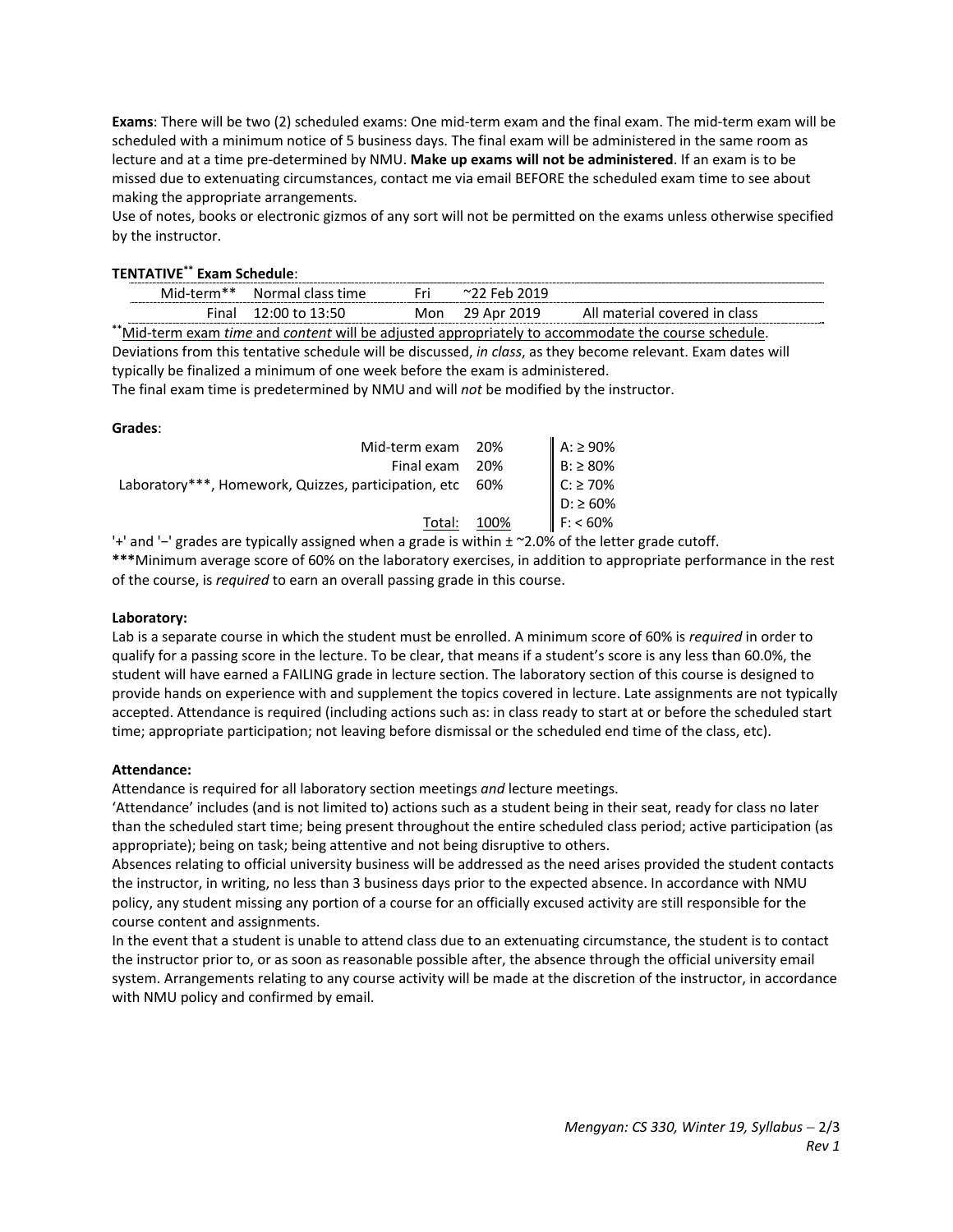**Exams**: There will be two (2) scheduled exams: One mid-term exam and the final exam. The mid-term exam will be scheduled with a minimum notice of 5 business days. The final exam will be administered in the same room as lecture and at a time pre-determined by NMU. **Make up exams will not be administered**. If an exam is to be missed due to extenuating circumstances, contact me via email BEFORE the scheduled exam time to see about making the appropriate arrangements.
Use of notes, books or electronic gizmos of any sort will not be permitted on the exams unless otherwise specified by the instructor.

**TENTATIVE** ** **Exam Schedule**:

| Exam | Time | Day | Date | Content |
|---|---|---|---|---|
| Mid-term** | Normal class time | Fri | ~22 Feb 2019 | |
| Final | 12:00 to 13:50 | Mon | 29 Apr 2019 | All material covered in class |

**Mid-term exam *time* and *content* will be adjusted appropriately to accommodate the course schedule.
Deviations from this tentative schedule will be discussed, *in class*, as they become relevant. Exam dates will typically be finalized a minimum of one week before the exam is administered.
The final exam time is predetermined by NMU and will *not* be modified by the instructor.

**Grades**:

| Component | Weight | Grade scale |
|---|---|---|
| Mid-term exam | 20% | A: ≥ 90% |
| Final exam | 20% | B: ≥ 80% |
| Laboratory***, Homework, Quizzes, participation, etc | 60% | C: ≥ 70% |
| | | D: ≥ 60% |
| Total: | 100% | F: < 60% |

'+' and '−' grades are typically assigned when a grade is within ± ~2.0% of the letter grade cutoff.
*****Minimum average score of 60% on the laboratory exercises, in addition to appropriate performance in the rest of the course, is *required* to earn an overall passing grade in this course.

**Laboratory:**
Lab is a separate course in which the student must be enrolled. A minimum score of 60% is *required* in order to qualify for a passing score in the lecture. To be clear, that means if a student's score is any less than 60.0%, the student will have earned a FAILING grade in lecture section. The laboratory section of this course is designed to provide hands on experience with and supplement the topics covered in lecture. Late assignments are not typically accepted. Attendance is required (including actions such as: in class ready to start at or before the scheduled start time; appropriate participation; not leaving before dismissal or the scheduled end time of the class, etc).

**Attendance:**
Attendance is required for all laboratory section meetings *and* lecture meetings.
'Attendance' includes (and is not limited to) actions such as a student being in their seat, ready for class no later than the scheduled start time; being present throughout the entire scheduled class period; active participation (as appropriate); being on task; being attentive and not being disruptive to others.
Absences relating to official university business will be addressed as the need arises provided the student contacts the instructor, in writing, no less than 3 business days prior to the expected absence. In accordance with NMU policy, any student missing any portion of a course for an officially excused activity are still responsible for the course content and assignments.
In the event that a student is unable to attend class due to an extenuating circumstance, the student is to contact the instructor prior to, or as soon as reasonable possible after, the absence through the official university email system. Arrangements relating to any course activity will be made at the discretion of the instructor, in accordance with NMU policy and confirmed by email.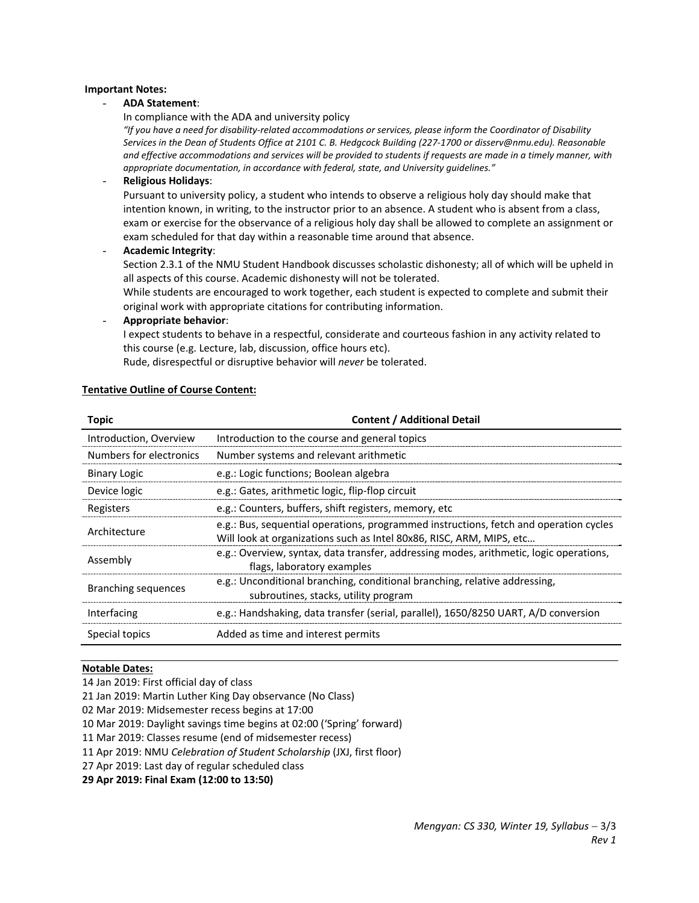**Important Notes:**

- **ADA Statement**:
  In compliance with the ADA and university policy
  *"If you have a need for disability-related accommodations or services, please inform the Coordinator of Disability Services in the Dean of Students Office at 2101 C. B. Hedgcock Building (227-1700 or disserv@nmu.edu). Reasonable and effective accommodations and services will be provided to students if requests are made in a timely manner, with appropriate documentation, in accordance with federal, state, and University guidelines."*
- **Religious Holidays**:
  Pursuant to university policy, a student who intends to observe a religious holy day should make that intention known, in writing, to the instructor prior to an absence. A student who is absent from a class, exam or exercise for the observance of a religious holy day shall be allowed to complete an assignment or exam scheduled for that day within a reasonable time around that absence.
- **Academic Integrity**:
  Section 2.3.1 of the NMU Student Handbook discusses scholastic dishonesty; all of which will be upheld in all aspects of this course. Academic dishonesty will not be tolerated.
  While students are encouraged to work together, each student is expected to complete and submit their original work with appropriate citations for contributing information.
- **Appropriate behavior**:
  I expect students to behave in a respectful, considerate and courteous fashion in any activity related to this course (e.g. Lecture, lab, discussion, office hours etc).
  Rude, disrespectful or disruptive behavior will *never* be tolerated.

**Tentative Outline of Course Content:**

| Topic | Content / Additional Detail |
|---|---|
| Introduction, Overview | Introduction to the course and general topics |
| Numbers for electronics | Number systems and relevant arithmetic |
| Binary Logic | e.g.: Logic functions; Boolean algebra |
| Device logic | e.g.: Gates, arithmetic logic, flip-flop circuit |
| Registers | e.g.: Counters, buffers, shift registers, memory, etc |
| Architecture | e.g.: Bus, sequential operations, programmed instructions, fetch and operation cycles Will look at organizations such as Intel 80x86, RISC, ARM, MIPS, etc… |
| Assembly | e.g.: Overview, syntax, data transfer, addressing modes, arithmetic, logic operations, flags, laboratory examples |
| Branching sequences | e.g.: Unconditional branching, conditional branching, relative addressing, subroutines, stacks, utility program |
| Interfacing | e.g.: Handshaking, data transfer (serial, parallel), 1650/8250 UART, A/D conversion |
| Special topics | Added as time and interest permits |

**Notable Dates:**

14 Jan 2019: First official day of class
21 Jan 2019: Martin Luther King Day observance (No Class)
02 Mar 2019: Midsemester recess begins at 17:00
10 Mar 2019: Daylight savings time begins at 02:00 ('Spring' forward)
11 Mar 2019: Classes resume (end of midsemester recess)
11 Apr 2019: NMU *Celebration of Student Scholarship* (JXJ, first floor)
27 Apr 2019: Last day of regular scheduled class
**29 Apr 2019: Final Exam (12:00 to 13:50)**